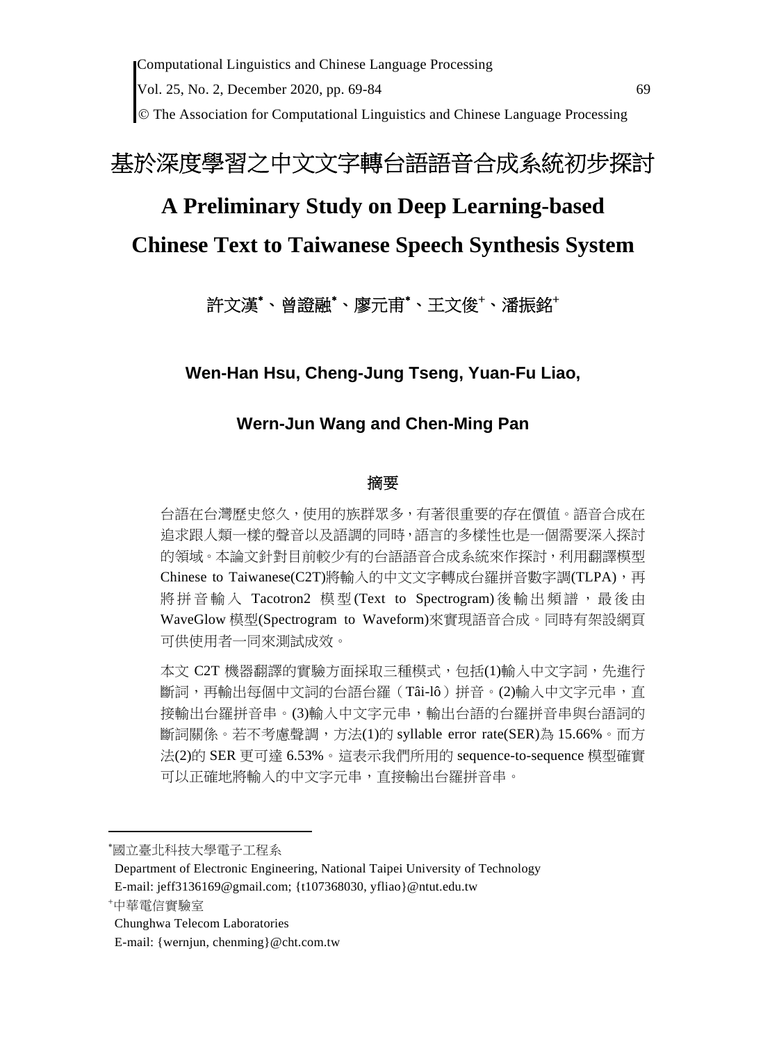# 基於深度學習之中文文字轉台語語音合成系統初步探討

# A Preliminary Study on Deep Learning-based Chinese Text to Taiwanese Speech Synthesis System

許文漢[*]、曾證融[*]、廖元甫[*]、王文俊[+]、潘振銘[+]

**Wen-Han Hsu, Cheng-Jung Tseng, Yuan-Fu Liao,**

**Wern-Jun Wang and Chen-Ming Pan**

## 摘要

台語在台灣歷史悠久，使用的族群眾多，有著很重要的存在價值。語音合成在追求跟人類一樣的聲音以及語調的同時，語言的多樣性也是一個需要深入探討的領域。本論文針對目前較少有的台語語音合成系統來作探討，利用翻譯模型 Chinese to Taiwanese(C2T)將輸入的中文文字轉成台羅拼音數字調(TLPA)，再將拼音輸入 Tacotron2 模型(Text to Spectrogram)後輸出頻譜，最後由 WaveGlow 模型(Spectrogram to Waveform)來實現語音合成。同時有架設網頁可供使用者一同來測試成效。

本文 C2T 機器翻譯的實驗方面採取三種模式，包括(1)輸入中文字詞，先進行斷詞，再輸出每個中文詞的台語台羅（Tâi-lô）拼音。(2)輸入中文字元串，直接輸出台羅拼音串。(3)輸入中文字元串，輸出台語的台羅拼音串與台語詞的斷詞關係。若不考慮聲調，方法(1)的 syllable error rate(SER)為 15.66%。而方法(2)的 SER 更可達 6.53%。這表示我們所用的 sequence-to-sequence 模型確實可以正確地將輸入的中文字元串，直接輸出台羅拼音串。

---

[*]國立臺北科技大學電子工程系

Department of Electronic Engineering, National Taipei University of Technology

E-mail: jeff3136169@gmail.com; {t107368030, yfliao}@ntut.edu.tw

[+]中華電信實驗室

Chunghwa Telecom Laboratories

E-mail: {wernjun, chenming}@cht.com.tw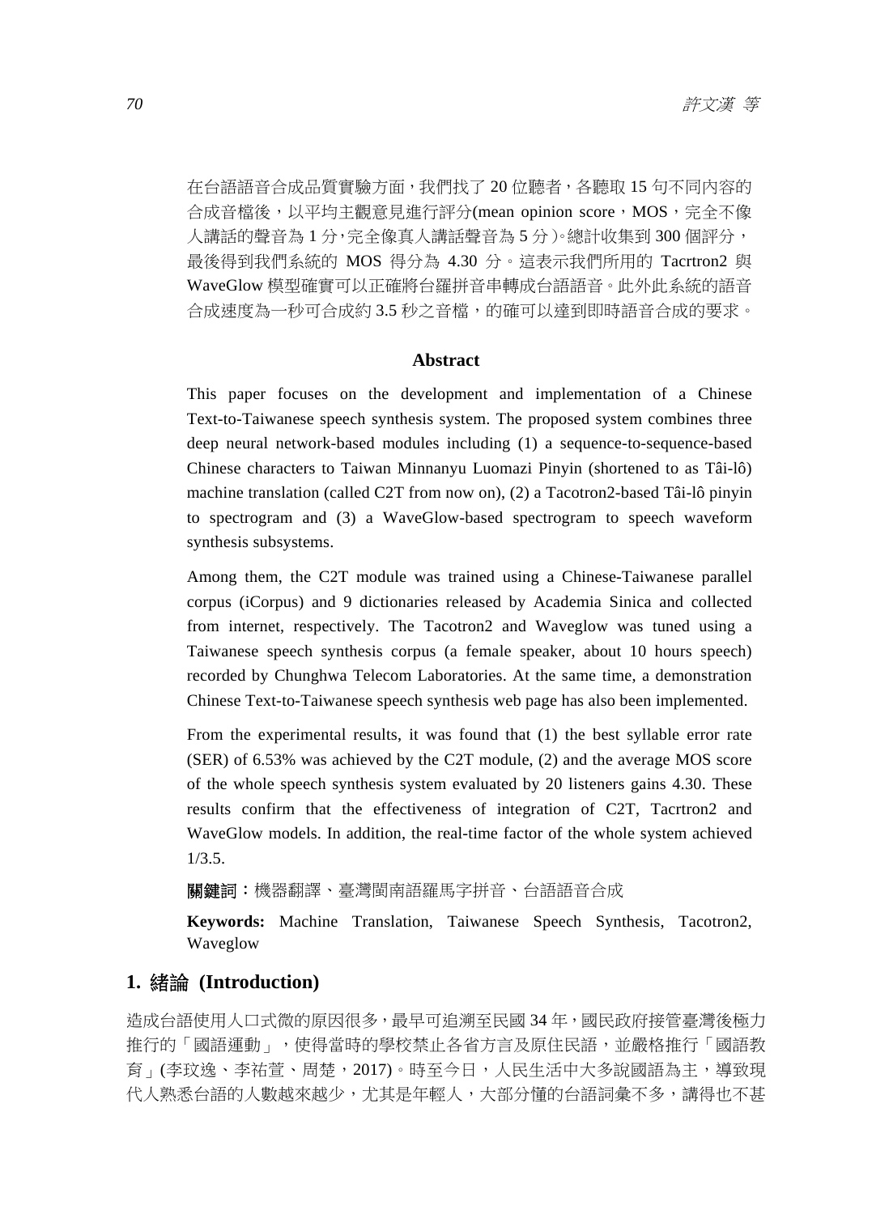在台語語音合成品質實驗方面，我們找了 20 位聽者，各聽取 15 句不同內容的合成音檔後，以平均主觀意見進行評分(mean opinion score，MOS，完全不像人講話的聲音為 1 分，完全像真人講話聲音為 5 分)。總計收集到 300 個評分，最後得到我們系統的 MOS 得分為 4.30 分。這表示我們所用的 Tacrtron2 與 WaveGlow 模型確實可以正確將台羅拼音串轉成台語語音。此外此系統的語音合成速度為一秒可合成約 3.5 秒之音檔，的確可以達到即時語音合成的要求。

## Abstract

This paper focuses on the development and implementation of a Chinese Text-to-Taiwanese speech synthesis system. The proposed system combines three deep neural network-based modules including (1) a sequence-to-sequence-based Chinese characters to Taiwan Minnanyu Luomazi Pinyin (shortened to as Tâi-lô) machine translation (called C2T from now on), (2) a Tacotron2-based Tâi-lô pinyin to spectrogram and (3) a WaveGlow-based spectrogram to speech waveform synthesis subsystems.

Among them, the C2T module was trained using a Chinese-Taiwanese parallel corpus (iCorpus) and 9 dictionaries released by Academia Sinica and collected from internet, respectively. The Tacotron2 and Waveglow was tuned using a Taiwanese speech synthesis corpus (a female speaker, about 10 hours speech) recorded by Chunghwa Telecom Laboratories. At the same time, a demonstration Chinese Text-to-Taiwanese speech synthesis web page has also been implemented.

From the experimental results, it was found that (1) the best syllable error rate (SER) of 6.53% was achieved by the C2T module, (2) and the average MOS score of the whole speech synthesis system evaluated by 20 listeners gains 4.30. These results confirm that the effectiveness of integration of C2T, Tacrtron2 and WaveGlow models. In addition, the real-time factor of the whole system achieved 1/3.5.

**關鍵詞：**機器翻譯、臺灣閩南語羅馬字拼音、台語語音合成

**Keywords:** Machine Translation, Taiwanese Speech Synthesis, Tacotron2, Waveglow

## 1. 緒論 (Introduction)

造成台語使用人口式微的原因很多，最早可追溯至民國 34 年，國民政府接管臺灣後極力推行的「國語運動」，使得當時的學校禁止各省方言及原住民語，並嚴格推行「國語教育」(李玟逸、李祐萱、周楚，2017)。時至今日，人民生活中大多說國語為主，導致現代人熟悉台語的人數越來越少，尤其是年輕人，大部分懂的台語詞彙不多，講得也不甚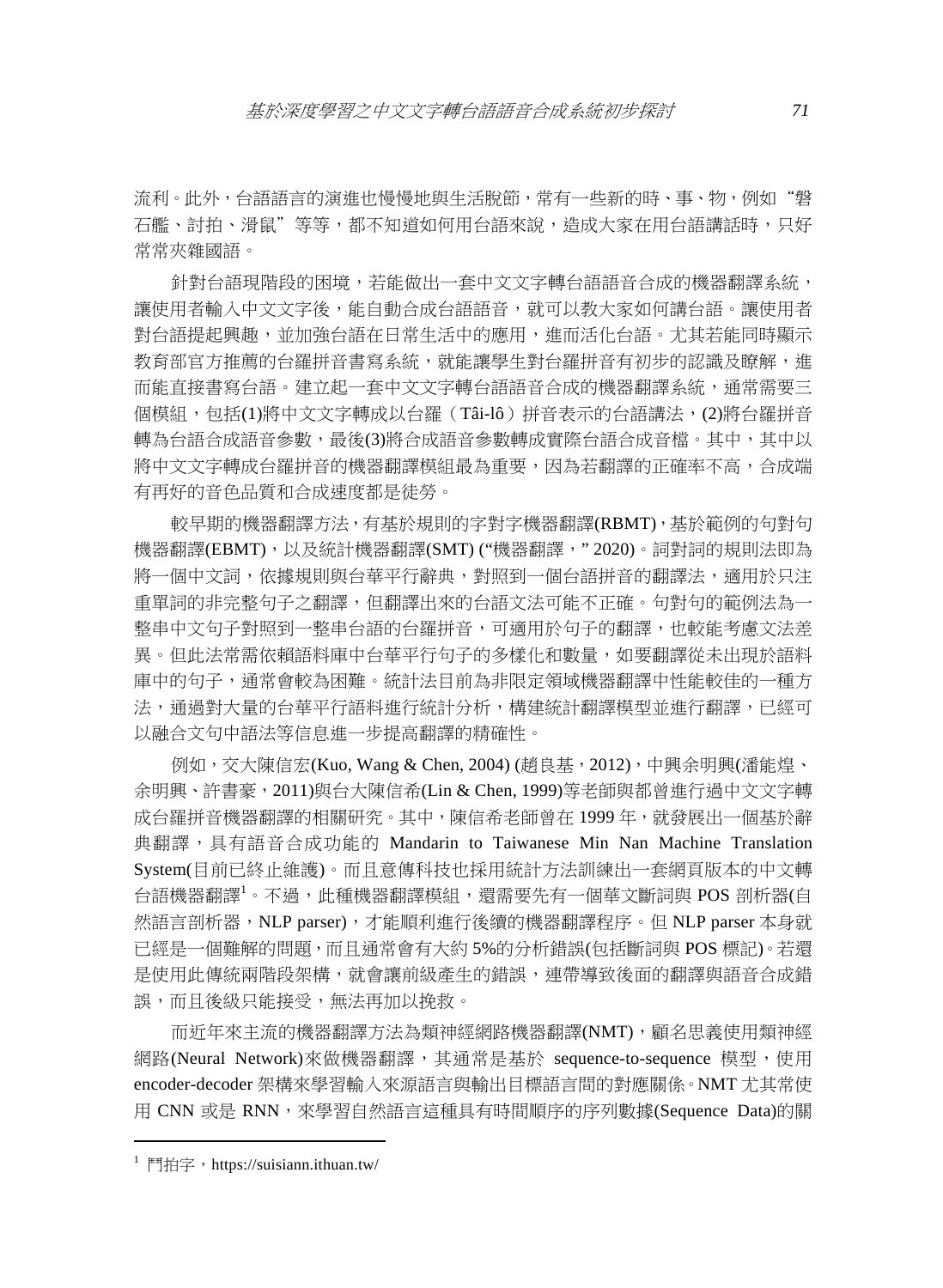流利。此外，台語語言的演進也慢慢地與生活脫節，常有一些新的時、事、物，例如“磐石艦、討拍、滑鼠”等等，都不知道如何用台語來說，造成大家在用台語講話時，只好常常夾雜國語。

針對台語現階段的困境，若能做出一套中文文字轉台語語音合成的機器翻譯系統，讓使用者輸入中文文字後，能自動合成台語語音，就可以教大家如何講台語。讓使用者對台語提起興趣，並加強台語在日常生活中的應用，進而活化台語。尤其若能同時顯示教育部官方推薦的台羅拼音書寫系統，就能讓學生對台羅拼音有初步的認識及瞭解，進而能直接書寫台語。建立起一套中文文字轉台語語音合成的機器翻譯系統，通常需要三個模組，包括(1)將中文文字轉成以台羅（Tâi-lô）拼音表示的台語講法，(2)將台羅拼音轉為台語合成語音參數，最後(3)將合成語音參數轉成實際台語合成音檔。其中，其中以將中文文字轉成台羅拼音的機器翻譯模組最為重要，因為若翻譯的正確率不高，合成端有再好的音色品質和合成速度都是徒勞。

較早期的機器翻譯方法，有基於規則的字對字機器翻譯(RBMT)，基於範例的句對句機器翻譯(EBMT)，以及統計機器翻譯(SMT) (“機器翻譯，” 2020)。詞對詞的規則法即為將一個中文詞，依據規則與台華平行辭典，對照到一個台語拼音的翻譯法，適用於只注重單詞的非完整句子之翻譯，但翻譯出來的台語文法可能不正確。句對句的範例法為一整串中文句子對照到一整串台語的台羅拼音，可適用於句子的翻譯，也較能考慮文法差異。但此法常需依賴語料庫中台華平行句子的多樣化和數量，如要翻譯從未出現於語料庫中的句子，通常會較為困難。統計法目前為非限定領域機器翻譯中性能較佳的一種方法，通過對大量的台華平行語料進行統計分析，構建統計翻譯模型並進行翻譯，已經可以融合文句中語法等信息進一步提高翻譯的精確性。

例如，交大陳信宏(Kuo, Wang & Chen, 2004) (趙良基，2012)，中興余明興(潘能煌、余明興、許書豪，2011)與台大陳信希(Lin & Chen, 1999)等老師與都曾進行過中文文字轉成台羅拼音機器翻譯的相關研究。其中，陳信希老師曾在 1999 年，就發展出一個基於辭典翻譯，具有語音合成功能的 Mandarin to Taiwanese Min Nan Machine Translation System(目前已終止維護)。而且意傳科技也採用統計方法訓練出一套網頁版本的中文轉台語機器翻譯[1]。不過，此種機器翻譯模組，還需要先有一個華文斷詞與 POS 剖析器(自然語言剖析器，NLP parser)，才能順利進行後續的機器翻譯程序。但 NLP parser 本身就已經是一個難解的問題，而且通常會有大約 5%的分析錯誤(包括斷詞與 POS 標記)。若還是使用此傳統兩階段架構，就會讓前級產生的錯誤，連帶導致後面的翻譯與語音合成錯誤，而且後級只能接受，無法再加以挽救。

而近年來主流的機器翻譯方法為類神經網路機器翻譯(NMT)，顧名思義使用類神經網路(Neural Network)來做機器翻譯，其通常是基於 sequence-to-sequence 模型，使用 encoder-decoder 架構來學習輸入來源語言與輸出目標語言間的對應關係。NMT 尤其常使用 CNN 或是 RNN，來學習自然語言這種具有時間順序的序列數據(Sequence Data)的關

[1] 鬥拍字，https://suisiann.ithuan.tw/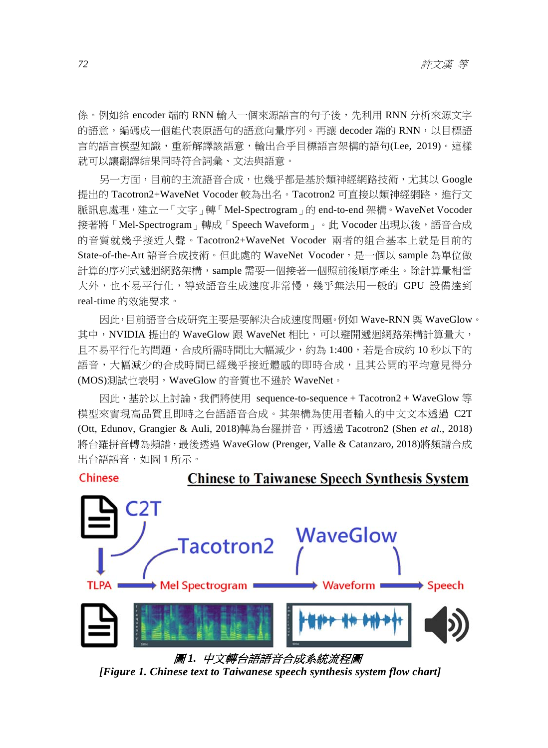係。例如給 encoder 端的 RNN 輸入一個來源語言的句子後，先利用 RNN 分析來源文字的語意，編碼成一個能代表原語句的語意向量序列。再讓 decoder 端的 RNN，以目標語言的語言模型知識，重新解譯該語意，輸出合乎目標語言架構的語句(Lee, 2019)。這樣就可以讓翻譯結果同時符合詞彙、文法與語意。

另一方面，目前的主流語音合成，也幾乎都是基於類神經網路技術，尤其以 Google 提出的 Tacotron2+WaveNet Vocoder 較為出名。Tacotron2 可直接以類神經網路，進行文脈訊息處理，建立一「文字」轉「Mel-Spectrogram」的 end-to-end 架構。WaveNet Vocoder 接著將「Mel-Spectrogram」轉成「Speech Waveform」。此 Vocoder 出現以後，語音合成的音質就幾乎接近人聲。Tacotron2+WaveNet Vocoder 兩者的組合基本上就是目前的 State-of-the-Art 語音合成技術。但此處的 WaveNet Vocoder，是一個以 sample 為單位做計算的序列式遞迴網路架構，sample 需要一個接著一個照前後順序產生。除計算量相當大外，也不易平行化，導致語音生成速度非常慢，幾乎無法用一般的 GPU 設備達到 real-time 的效能要求。

因此，目前語音合成研究主要是要解決合成速度問題。例如 Wave-RNN 與 WaveGlow。其中，NVIDIA 提出的 WaveGlow 跟 WaveNet 相比，可以避開遞迴網路架構計算量大，且不易平行化的問題，合成所需時間比大幅減少，約為 1:400，若是合成約 10 秒以下的語音，大幅減少的合成時間已經幾乎接近體感的即時合成，且其公開的平均意見得分(MOS)測試也表明，WaveGlow 的音質也不遜於 WaveNet。

因此，基於以上討論，我們將使用 sequence-to-sequence + Tacotron2 + WaveGlow 等模型來實現高品質且即時之台語語音合成。其架構為使用者輸入的中文文本透過 C2T (Ott, Edunov, Grangier & Auli, 2018)轉為台羅拼音，再透過 Tacotron2 (Shen *et al*., 2018)將台羅拼音轉為頻譜，最後透過 WaveGlow (Prenger, Valle & Catanzaro, 2018)將頻譜合成出台語語音，如圖 1 所示。

***圖 1. 中文轉台語語音合成系統流程圖***
***[Figure 1. Chinese text to Taiwanese speech synthesis system flow chart]***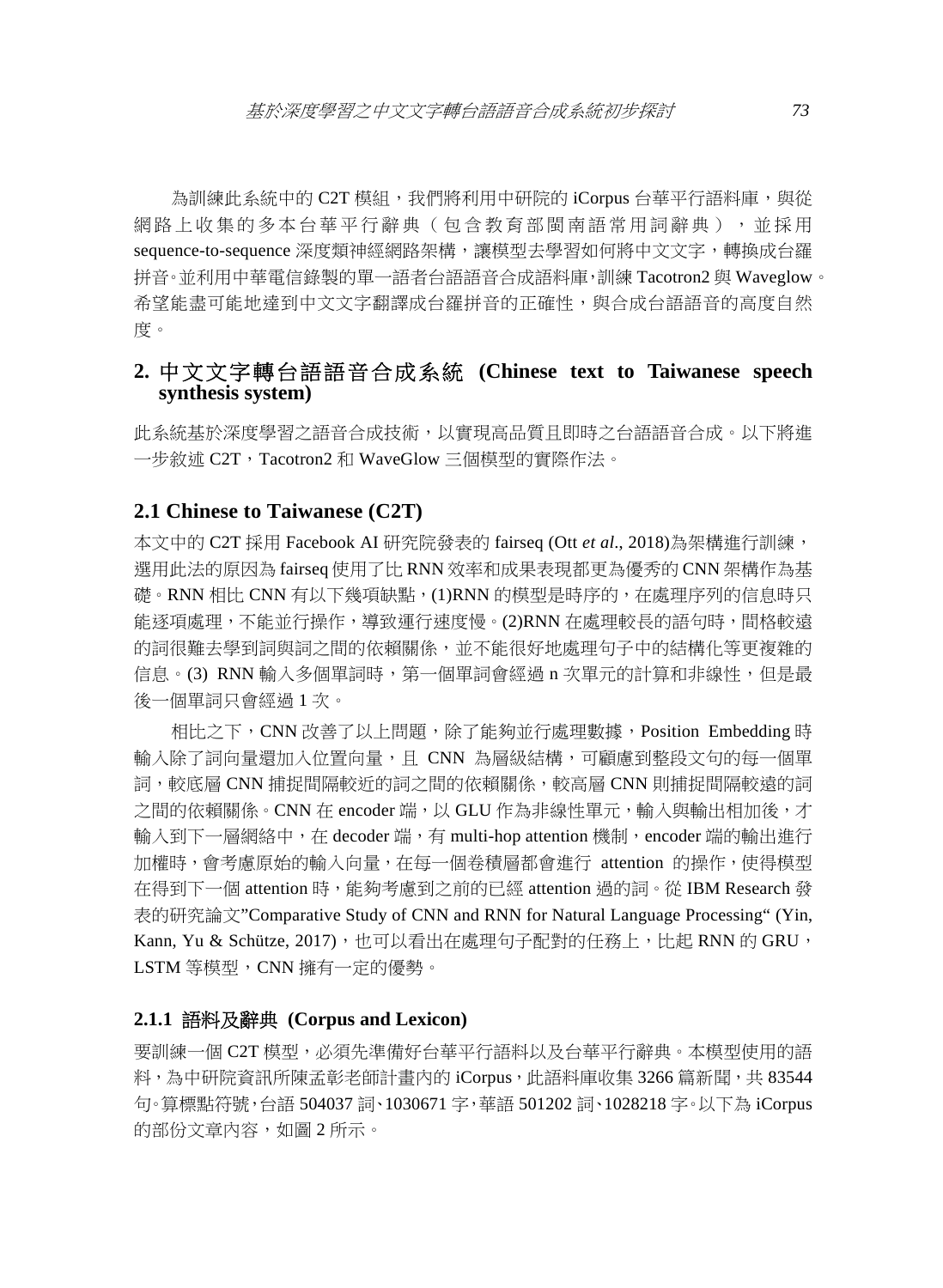為訓練此系統中的 C2T 模組，我們將利用中研院的 iCorpus 台華平行語料庫，與從網路上收集的多本台華平行辭典（包含教育部閩南語常用詞辭典），並採用 sequence-to-sequence 深度類神經網路架構，讓模型去學習如何將中文文字，轉換成台羅拼音。並利用中華電信錄製的單一語者台語語音合成語料庫，訓練 Tacotron2 與 Waveglow。希望能盡可能地達到中文文字翻譯成台羅拼音的正確性，與合成台語語音的高度自然度。

## 2. 中文文字轉台語語音合成系統 (Chinese text to Taiwanese speech synthesis system)

此系統基於深度學習之語音合成技術，以實現高品質且即時之台語語音合成。以下將進一步敘述 C2T，Tacotron2 和 WaveGlow 三個模型的實際作法。

### 2.1 Chinese to Taiwanese (C2T)

本文中的 C2T 採用 Facebook AI 研究院發表的 fairseq (Ott *et al*., 2018)為架構進行訓練，選用此法的原因為 fairseq 使用了比 RNN 效率和成果表現都更為優秀的 CNN 架構作為基礎。RNN 相比 CNN 有以下幾項缺點，(1)RNN 的模型是時序的，在處理序列的信息時只能逐項處理，不能並行操作，導致運行速度慢。(2)RNN 在處理較長的語句時，間格較遠的詞很難去學到詞與詞之間的依賴關係，並不能很好地處理句子中的結構化等更複雜的信息。(3) RNN 輸入多個單詞時，第一個單詞會經過 n 次單元的計算和非線性，但是最後一個單詞只會經過 1 次。

相比之下，CNN 改善了以上問題，除了能夠並行處理數據，Position Embedding 時輸入除了詞向量還加入位置向量，且 CNN 為層級結構，可顧慮到整段文句的每一個單詞，較底層 CNN 捕捉間隔較近的詞之間的依賴關係，較高層 CNN 則捕捉間隔較遠的詞之間的依賴關係。CNN 在 encoder 端，以 GLU 作為非線性單元，輸入與輸出相加後，才輸入到下一層網絡中，在 decoder 端，有 multi-hop attention 機制，encoder 端的輸出進行加權時，會考慮原始的輸入向量，在每一個卷積層都會進行 attention 的操作，使得模型在得到下一個 attention 時，能夠考慮到之前的已經 attention 過的詞。從 IBM Research 發表的研究論文"Comparative Study of CNN and RNN for Natural Language Processing" (Yin, Kann, Yu & Schütze, 2017)，也可以看出在處理句子配對的任務上，比起 RNN 的 GRU，LSTM 等模型，CNN 擁有一定的優勢。

#### 2.1.1 語料及辭典 (Corpus and Lexicon)

要訓練一個 C2T 模型，必須先準備好台華平行語料以及台華平行辭典。本模型使用的語料，為中研院資訊所陳孟彰老師計畫內的 iCorpus，此語料庫收集 3266 篇新聞，共 83544 句。算標點符號，台語 504037 詞、1030671 字，華語 501202 詞、1028218 字。以下為 iCorpus 的部份文章內容，如圖 2 所示。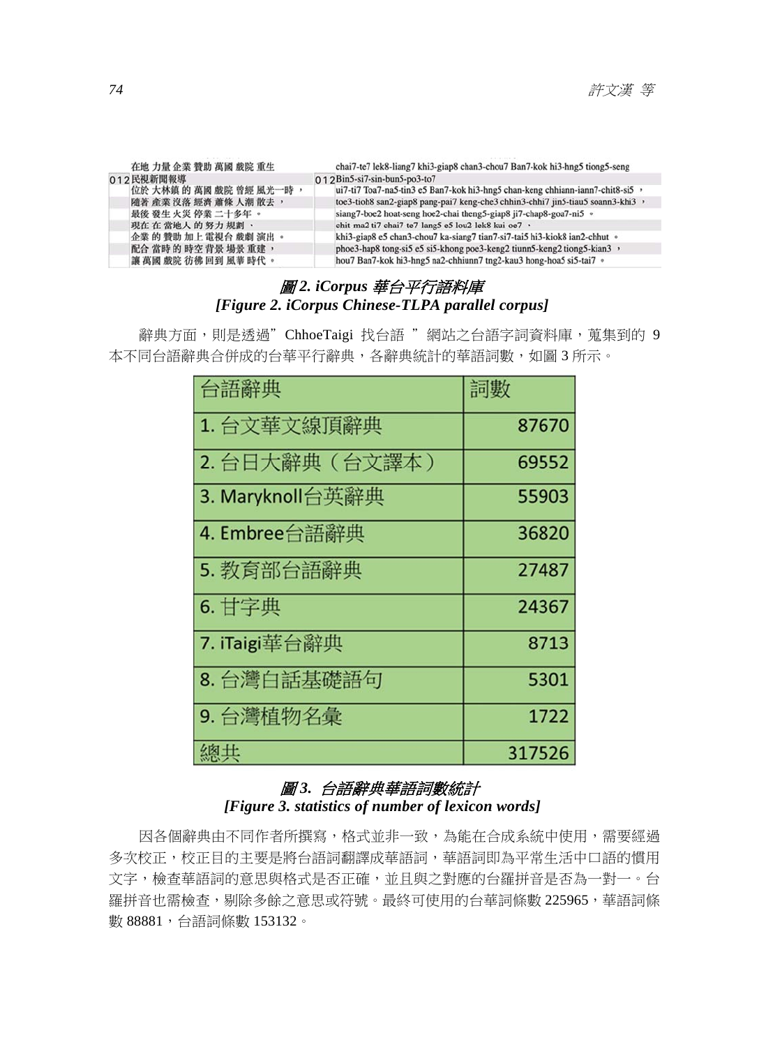| | |
|---|---|
| 在地 力量 企業 贊助 萬國 戲院 重生 | chai7-te7 lek8-liang7 khi3-giap8 chan3-chou7 Ban7-kok hi3-hng5 tiong5-seng |
| 012 民視新聞報導 | 012 Bin5-si7-sin-bun5-po3-to7 |
| 位於 大林鎮 的 萬國 戲院 曾經 風光一時， | ui7-ti7 Toa7-na5-tin3 e5 Ban7-kok hi3-hng5 chan-keng chhiann-iann7-chit8-si5 ， |
| 隨著 產業 沒落 經濟 蕭條 人潮 散去， | toe3-tioh8 san2-giap8 pang-pai7 keng-che3 chhin3-chhi7 jin5-tiau5 soann3-khi3 ， |
| 最後 發生 火災 停業 二十多年 。 | siang7-boe2 hoat-seng hoe2-chai theng5-giap8 ji7-chap8-goa7-ni5 。 |
| 現在 在 當地人 的 努力 規劃 、 | chit ma2 ti7 chai7 te7 lang5 e5 lou2 lek8 kui oe7 、 |
| 企業 的 贊助 加上 電視台 戲劇 演出 。 | khi3-giap8 e5 chan3-chou7 ka-siang7 tian7-si7-tai5 hi3-kiok8 ian2-chhut 。 |
| 配合 當時 的 時空 背景 場景 重建， | phoe3-hap8 tong-si5 e5 si5-khong poe3-keng2 tiunn5-keng2 tiong5-kian3 ， |
| 讓 萬國 戲院 彷彿 回到 風華 時代 。 | hou7 Ban7-kok hi3-hng5 na2-chhiunn7 tng2-kau3 hong-hoa5 si5-tai7 。 |

*圖 2. iCorpus 華台平行語料庫*
***[Figure 2. iCorpus Chinese-TLPA parallel corpus]***

辭典方面，則是透過”ChhoeTaigi 找台語 ”網站之台語字詞資料庫，蒐集到的 9 本不同台語辭典合併成的台華平行辭典，各辭典統計的華語詞數，如圖 3 所示。

| 台語辭典 | 詞數 |
|---|---|
| 1. 台文華文線頂辭典 | 87670 |
| 2. 台日大辭典（台文譯本） | 69552 |
| 3. Maryknoll台英辭典 | 55903 |
| 4. Embree台語辭典 | 36820 |
| 5. 教育部台語辭典 | 27487 |
| 6. 甘字典 | 24367 |
| 7. iTaigi華台辭典 | 8713 |
| 8. 台灣白話基礎語句 | 5301 |
| 9. 台灣植物名彙 | 1722 |
| 總共 | 317526 |

*圖 3. 台語辭典華語詞數統計*
***[Figure 3. statistics of number of lexicon words]***

因各個辭典由不同作者所撰寫，格式並非一致，為能在合成系統中使用，需要經過多次校正，校正目的主要是將台語詞翻譯成華語詞，華語詞即為平常生活中口語的慣用文字，檢查華語詞的意思與格式是否正確，並且與之對應的台羅拼音是否為一對一。台羅拼音也需檢查，剔除多餘之意思或符號。最終可使用的台華詞條數 225965，華語詞條數 88881，台語詞條數 153132。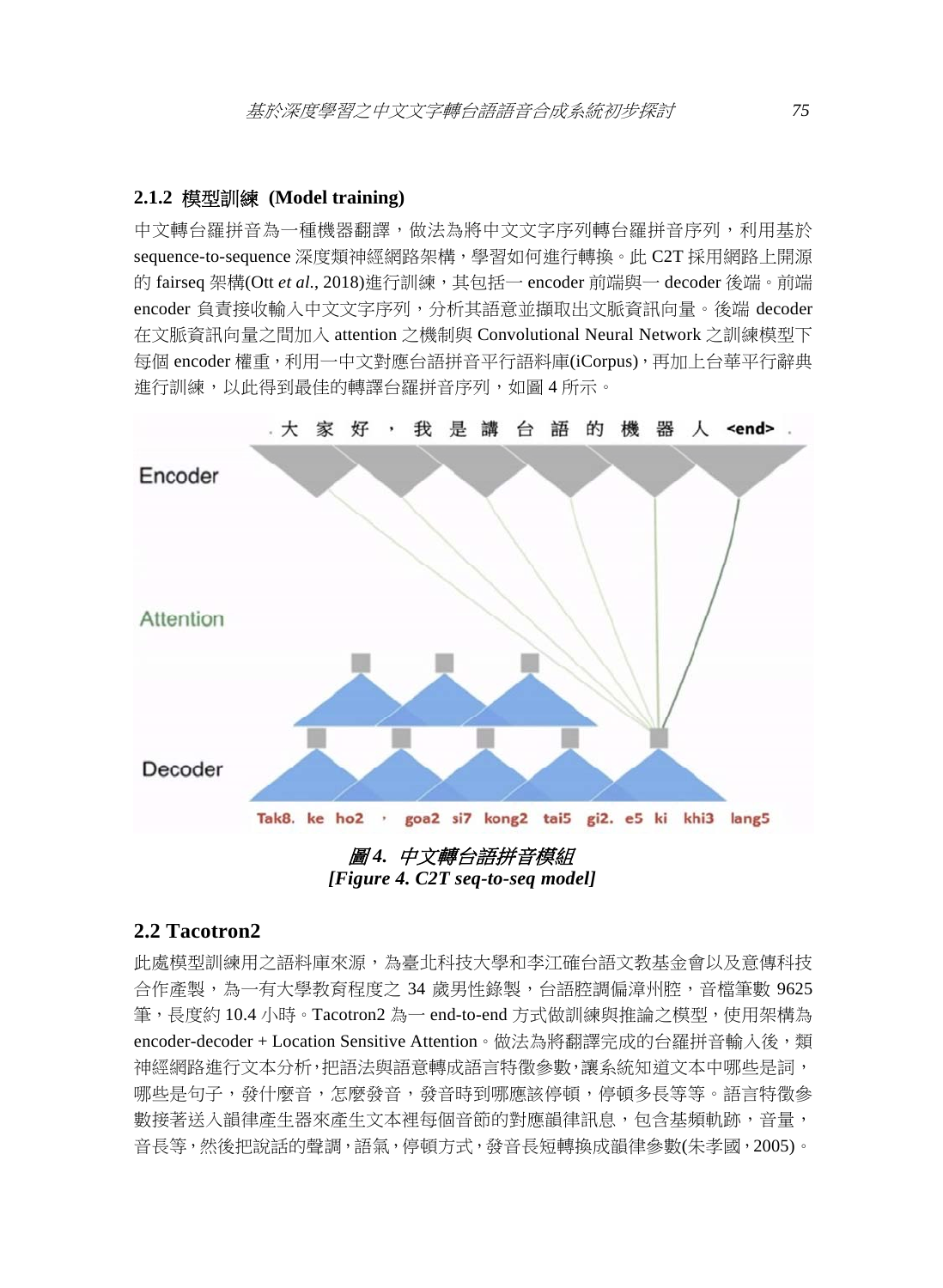### 2.1.2 模型訓練 (Model training)

中文轉台羅拼音為一種機器翻譯，做法為將中文文字序列轉台羅拼音序列，利用基於 sequence-to-sequence 深度類神經網路架構，學習如何進行轉換。此 C2T 採用網路上開源的 fairseq 架構(Ott *et al.*, 2018)進行訓練，其包括一 encoder 前端與一 decoder 後端。前端 encoder 負責接收輸入中文文字序列，分析其語意並擷取出文脈資訊向量。後端 decoder 在文脈資訊向量之間加入 attention 之機制與 Convolutional Neural Network 之訓練模型下每個 encoder 權重，利用一中文對應台語拼音平行語料庫(iCorpus)，再加上台華平行辭典進行訓練，以此得到最佳的轉譯台羅拼音序列，如圖 4 所示。

***圖 4. 中文轉台語拼音模組***
***[Figure 4. C2T seq-to-seq model]***

## 2.2 Tacotron2

此處模型訓練用之語料庫來源，為臺北科技大學和李江確台語文教基金會以及意傳科技合作產製，為一有大學教育程度之 34 歲男性錄製，台語腔調偏漳州腔，音檔筆數 9625 筆，長度約 10.4 小時。Tacotron2 為一 end-to-end 方式做訓練與推論之模型，使用架構為 encoder-decoder + Location Sensitive Attention。做法為將翻譯完成的台羅拼音輸入後，類神經網路進行文本分析，把語法與語意轉成語言特徵參數，讓系統知道文本中哪些是詞，哪些是句子，發什麼音，怎麼發音，發音時到哪應該停頓，停頓多長等等。語言特徵參數接著送入韻律產生器來產生文本裡每個音節的對應韻律訊息，包含基頻軌跡，音量，音長等，然後把說話的聲調，語氣，停頓方式，發音長短轉換成韻律參數(朱孝國，2005)。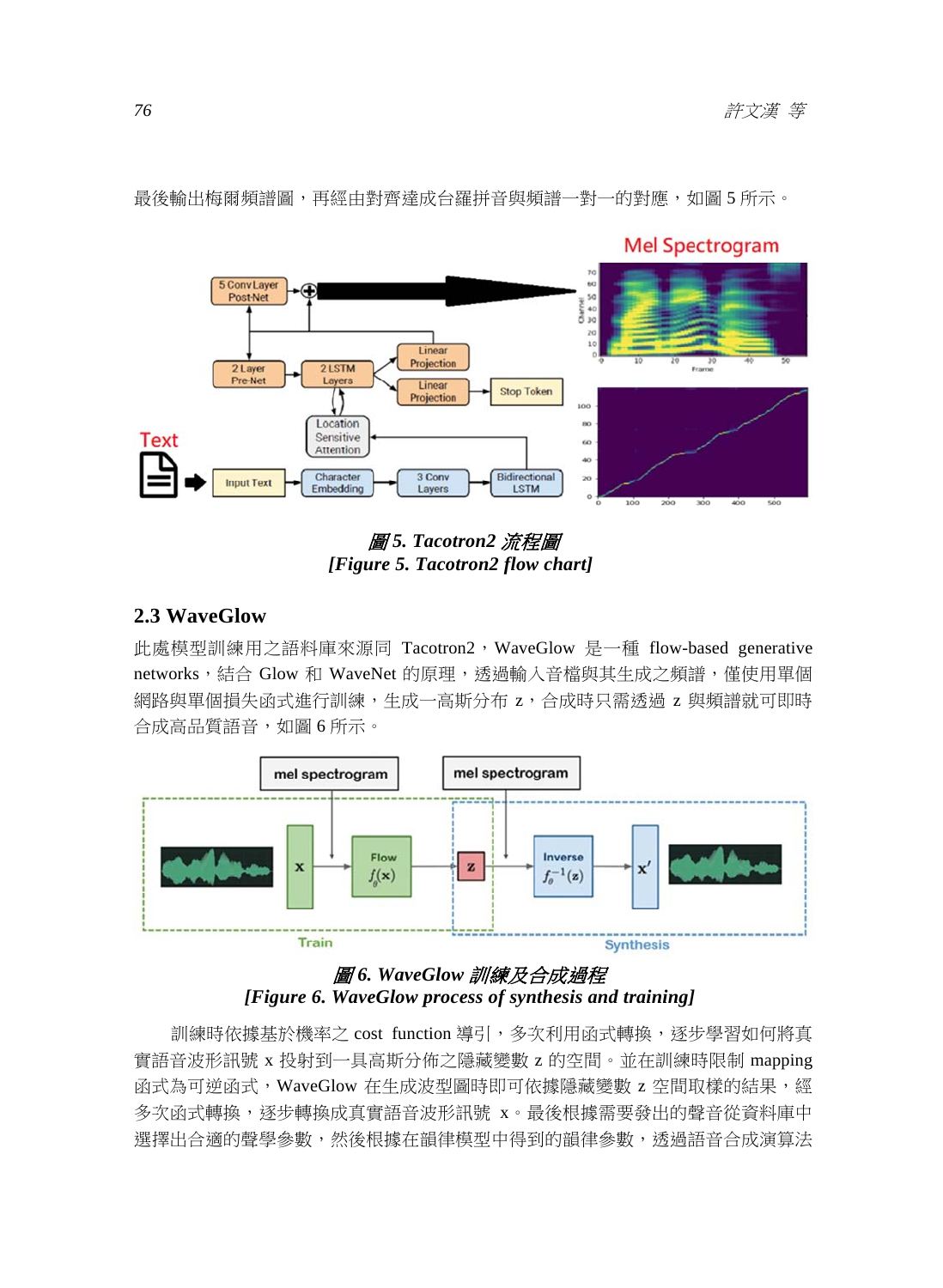最後輸出梅爾頻譜圖，再經由對齊達成台羅拼音與頻譜一對一的對應，如圖 5 所示。

***圖 5. Tacotron2 流程圖***
***[Figure 5. Tacotron2 flow chart]***

## 2.3 WaveGlow

此處模型訓練用之語料庫來源同 Tacotron2，WaveGlow 是一種 flow-based generative networks，結合 Glow 和 WaveNet 的原理，透過輸入音檔與其生成之頻譜，僅使用單個網路與單個損失函式進行訓練，生成一高斯分布 z，合成時只需透過 z 與頻譜就可即時合成高品質語音，如圖 6 所示。

***圖 6. WaveGlow 訓練及合成過程***
***[Figure 6. WaveGlow process of synthesis and training]***

訓練時依據基於機率之 cost function 導引，多次利用函式轉換，逐步學習如何將真實語音波形訊號 x 投射到一具高斯分佈之隱藏變數 z 的空間。並在訓練時限制 mapping 函式為可逆函式，WaveGlow 在生成波型圖時即可依據隱藏變數 z 空間取樣的結果，經多次函式轉換，逐步轉換成真實語音波形訊號 x。最後根據需要發出的聲音從資料庫中選擇出合適的聲學參數，然後根據在韻律模型中得到的韻律參數，透過語音合成演算法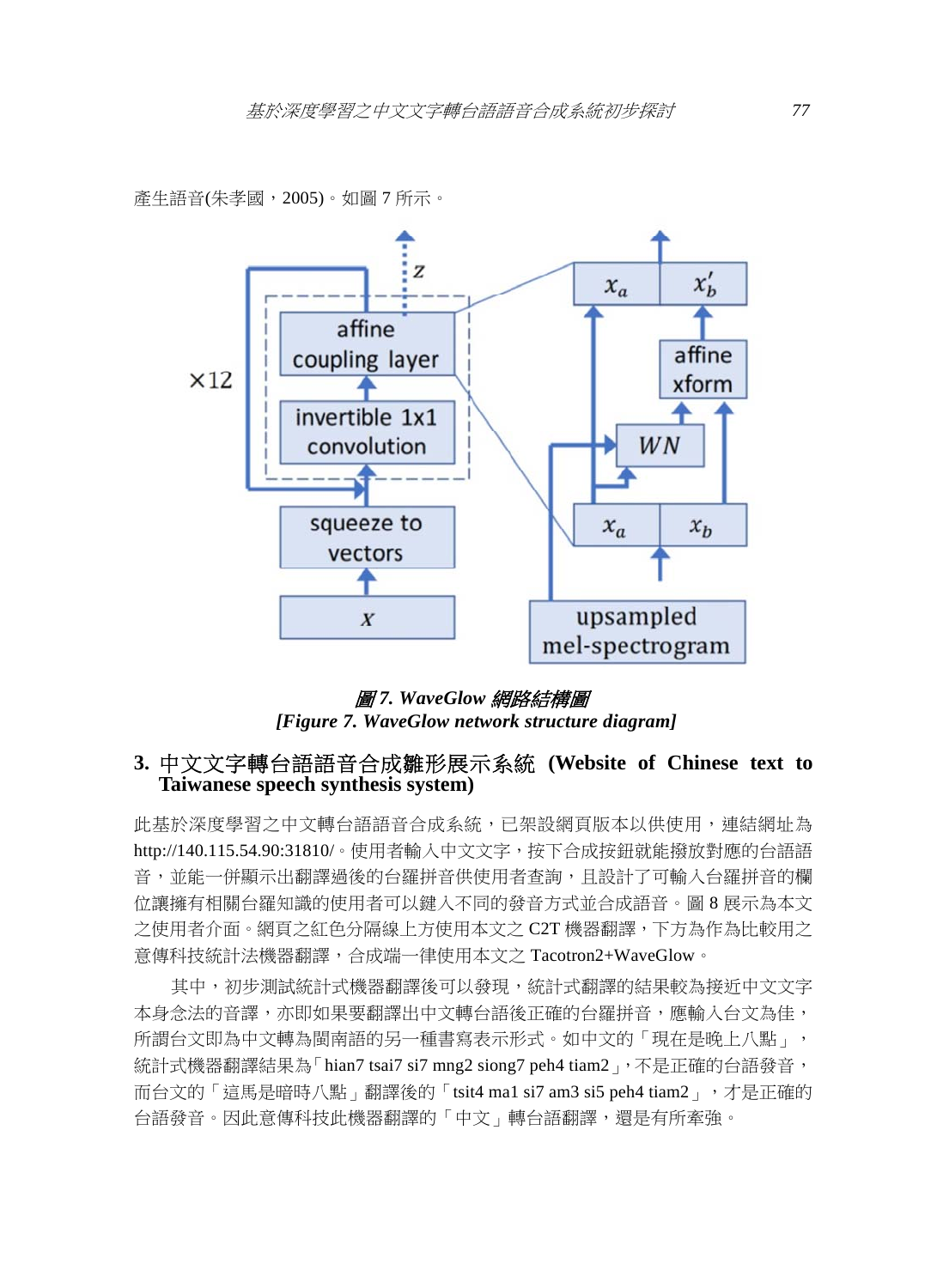產生語音(朱孝國，2005)。如圖 7 所示。

*圖 7. WaveGlow 網路結構圖*
***[Figure 7. WaveGlow network structure diagram]***

## 3. 中文文字轉台語語音合成雛形展示系統 (Website of Chinese text to Taiwanese speech synthesis system)

此基於深度學習之中文轉台語語音合成系統，已架設網頁版本以供使用，連結網址為 http://140.115.54.90:31810/。使用者輸入中文文字，按下合成按鈕就能撥放對應的台語語音，並能一併顯示出翻譯過後的台羅拼音供使用者查詢，且設計了可輸入台羅拼音的欄位讓擁有相關台羅知識的使用者可以鍵入不同的發音方式並合成語音。圖 8 展示為本文之使用者介面。網頁之紅色分隔線上方使用本文之 C2T 機器翻譯，下方為作為比較用之意傳科技統計法機器翻譯，合成端一律使用本文之 Tacotron2+WaveGlow。

其中，初步測試統計式機器翻譯後可以發現，統計式翻譯的結果較為接近中文文字本身念法的音譯，亦即如果要翻譯出中文轉台語後正確的台羅拼音，應輸入台文為佳，所謂台文即為中文轉為閩南語的另一種書寫表示形式。如中文的「現在是晚上八點」，統計式機器翻譯結果為「hian7 tsai7 si7 mng2 siong7 peh4 tiam2」，不是正確的台語發音，而台文的「這馬是暗時八點」翻譯後的「tsit4 ma1 si7 am3 si5 peh4 tiam2」，才是正確的台語發音。因此意傳科技此機器翻譯的「中文」轉台語翻譯，還是有所牽強。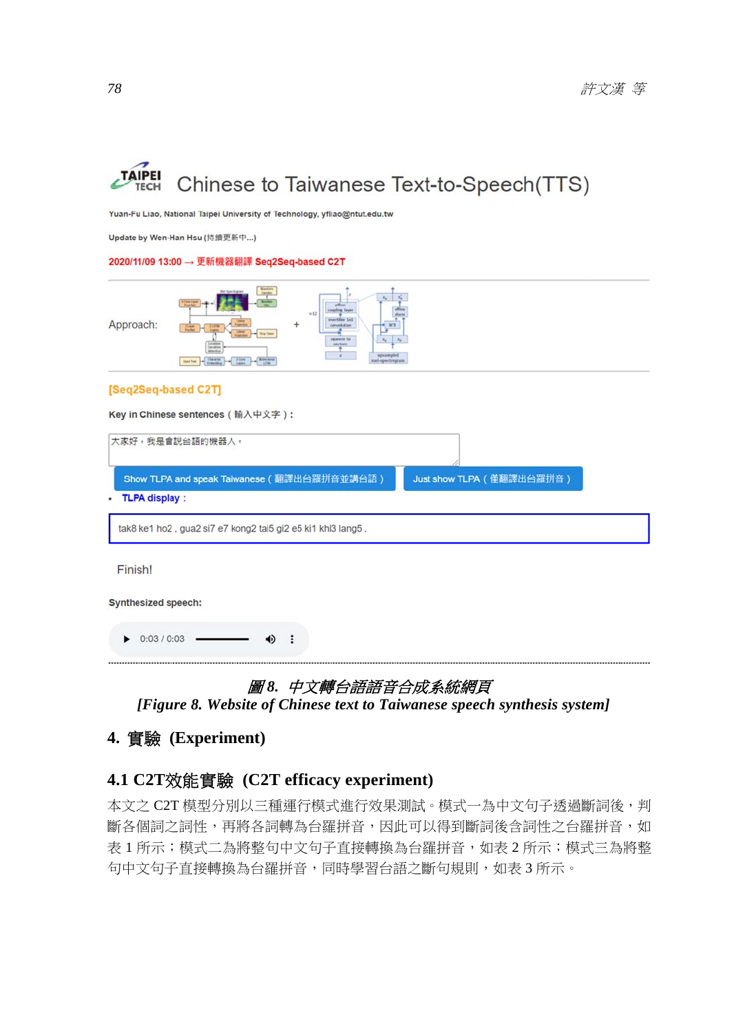圖 8. 中文轉台語語音合成系統網頁

[Figure 8. Website of Chinese text to Taiwanese speech synthesis system]

## 4. 實驗 (Experiment)

### 4.1 C2T效能實驗 (C2T efficacy experiment)

本文之 C2T 模型分別以三種運行模式進行效果測試。模式一為中文句子透過斷詞後，判斷各個詞之詞性，再將各詞轉為台羅拼音，因此可以得到斷詞後含詞性之台羅拼音，如表 1 所示；模式二為將整句中文句子直接轉換為台羅拼音，如表 2 所示；模式三為將整句中文句子直接轉換為台羅拼音，同時學習台語之斷句規則，如表 3 所示。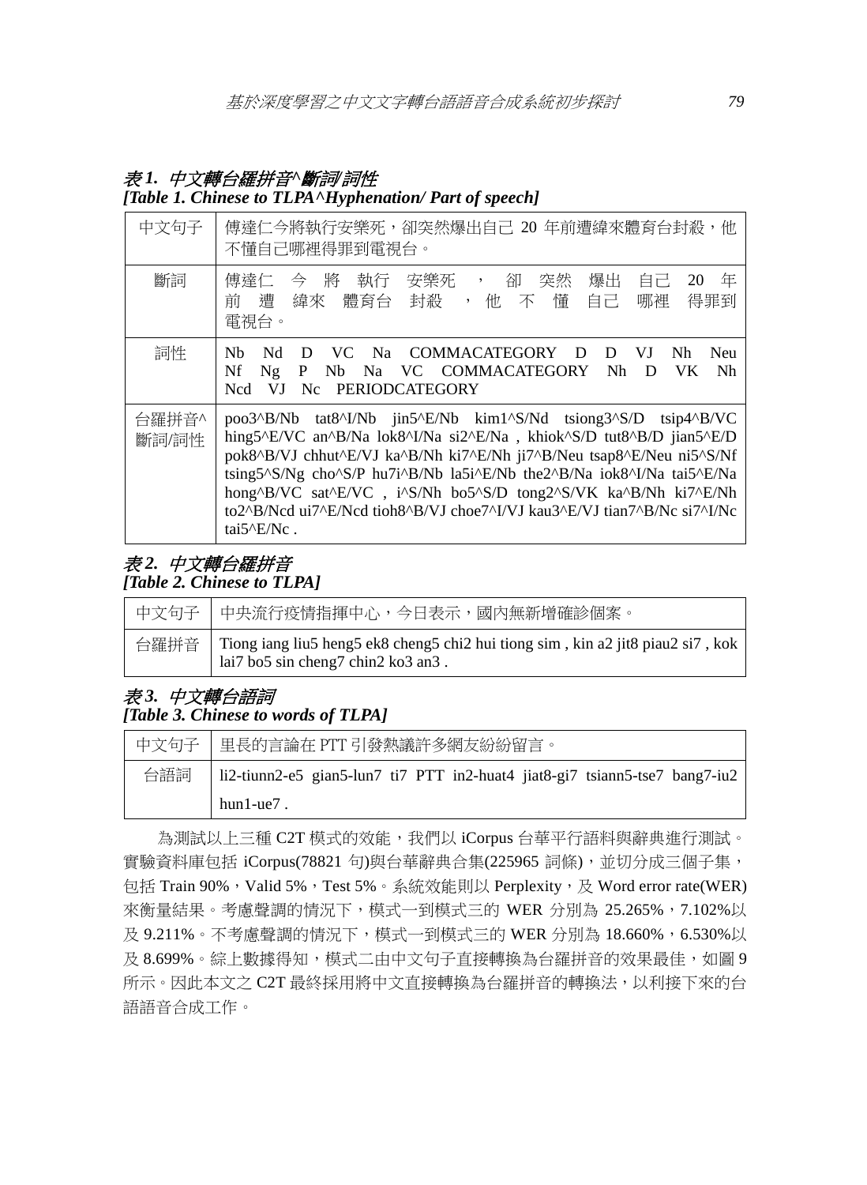*表 1. 中文轉台羅拼音^斷詞/詞性*
***[Table 1. Chinese to TLPA^Hyphenation/ Part of speech]***

| 中文句子 | 傳達仁今將執行安樂死，卻突然爆出自己 20 年前遭緯來體育台封殺，他不懂自己哪裡得罪到電視台。 |
|---|---|
| 斷詞 | 傳達仁 今 將 執行 安樂死 ， 卻 突然 爆出 自己 20 年 前 遭 緯來 體育台 封殺 ， 他 不 懂 自己 哪裡 得罪到 電視台。 |
| 詞性 | Nb Nd D VC Na COMMACATEGORY D D VJ Nh Neu Nf Ng P Nb Na VC COMMACATEGORY Nh D VK Nh Ncd VJ Nc PERIODCATEGORY |
| 台羅拼音^斷詞/詞性 | poo3^B/Nb tat8^I/Nb jin5^E/Nb kim1^S/Nd tsiong3^S/D tsip4^B/VC hing5^E/VC an^B/Na lok8^I/Na si2^E/Na , khiok^S/D tut8^B/D jian5^E/D pok8^B/VJ chhut^E/VJ ka^B/Nh ki7^E/Nh ji7^B/Neu tsap8^E/Neu ni5^S/Nf tsing5^S/Ng cho^S/P hu7i^B/Nb la5i^E/Nb the2^B/Na iok8^I/Na tai5^E/Na hong^B/VC sat^E/VC , i^S/Nh bo5^S/D tong2^S/VK ka^B/Nh ki7^E/Nh to2^B/Ncd ui7^E/Ncd tioh8^B/VJ choe7^I/VJ kau3^E/VJ tian7^B/Nc si7^I/Nc tai5^E/Nc . |

*表 2. 中文轉台羅拼音*
***[Table 2. Chinese to TLPA]***

| 中文句子 | 中央流行疫情指揮中心，今日表示，國內無新增確診個案。 |
|---|---|
| 台羅拼音 | Tiong iang liu5 heng5 ek8 cheng5 chi2 hui tiong sim , kin a2 jit8 piau2 si7 , kok lai7 bo5 sin cheng7 chin2 ko3 an3 . |

*表 3. 中文轉台語詞*
***[Table 3. Chinese to words of TLPA]***

| 中文句子 | 里長的言論在 PTT 引發熱議許多網友紛紛留言。 |
|---|---|
| 台語詞 | li2-tiunn2-e5 gian5-lun7 ti7 PTT in2-huat4 jiat8-gi7 tsiann5-tse7 bang7-iu2 hun1-ue7 . |

為測試以上三種 C2T 模式的效能，我們以 iCorpus 台華平行語料與辭典進行測試。實驗資料庫包括 iCorpus(78821 句)與台華辭典合集(225965 詞條)，並切分成三個子集，包括 Train 90%，Valid 5%，Test 5%。系統效能則以 Perplexity，及 Word error rate(WER)來衡量結果。考慮聲調的情況下，模式一到模式三的 WER 分別為 25.265%，7.102%以及 9.211%。不考慮聲調的情況下，模式一到模式三的 WER 分別為 18.660%，6.530%以及 8.699%。綜上數據得知，模式二由中文句子直接轉換為台羅拼音的效果最佳，如圖 9 所示。因此本文之 C2T 最終採用將中文直接轉換為台羅拼音的轉換法，以利接下來的台語語音合成工作。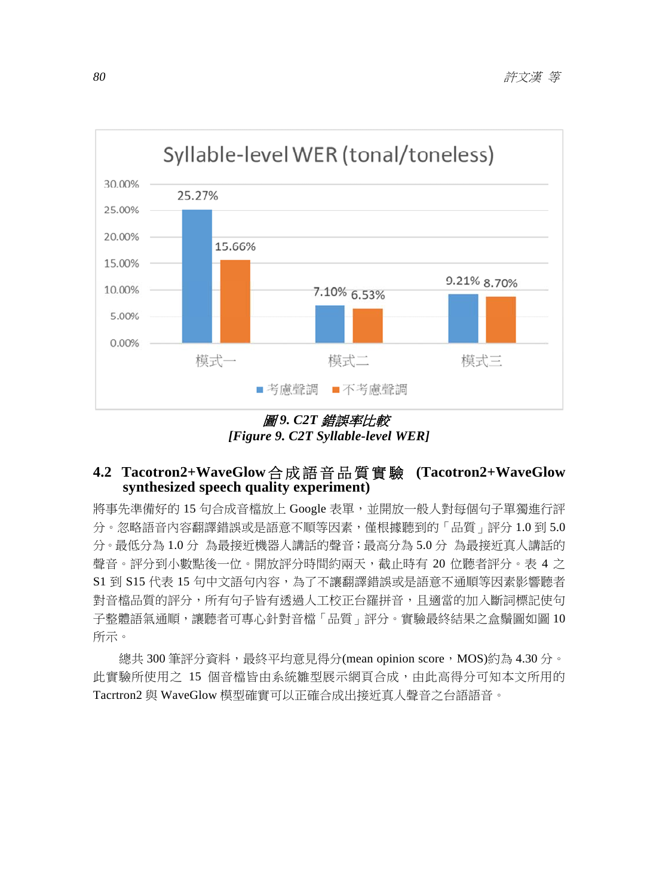圖 9. C2T 錯誤率比較
*[Figure 9. C2T Syllable-level WER]*

### 4.2 Tacotron2+WaveGlow合成語音品質實驗 (Tacotron2+WaveGlow synthesized speech quality experiment)

將事先準備好的 15 句合成音檔放上 Google 表單，並開放一般人對每個句子單獨進行評分。忽略語音內容翻譯錯誤或是語意不順等因素，僅根據聽到的「品質」評分 1.0 到 5.0 分。最低分為 1.0 分 為最接近機器人講話的聲音；最高分為 5.0 分 為最接近真人講話的聲音。評分到小數點後一位。開放評分時間約兩天，截止時有 20 位聽者評分。表 4 之 S1 到 S15 代表 15 句中文語句內容，為了不讓翻譯錯誤或是語意不通順等因素影響聽者對音檔品質的評分，所有句子皆有透過人工校正台羅拼音，且適當的加入斷詞標記使句子整體語氣通順，讓聽者可專心針對音檔「品質」評分。實驗最終結果之盒鬚圖如圖 10 所示。

總共 300 筆評分資料，最終平均意見得分(mean opinion score，MOS)約為 4.30 分。此實驗所使用之 15 個音檔皆由系統雛型展示網頁合成，由此高得分可知本文所用的 Tacrtron2 與 WaveGlow 模型確實可以正確合成出接近真人聲音之台語語音。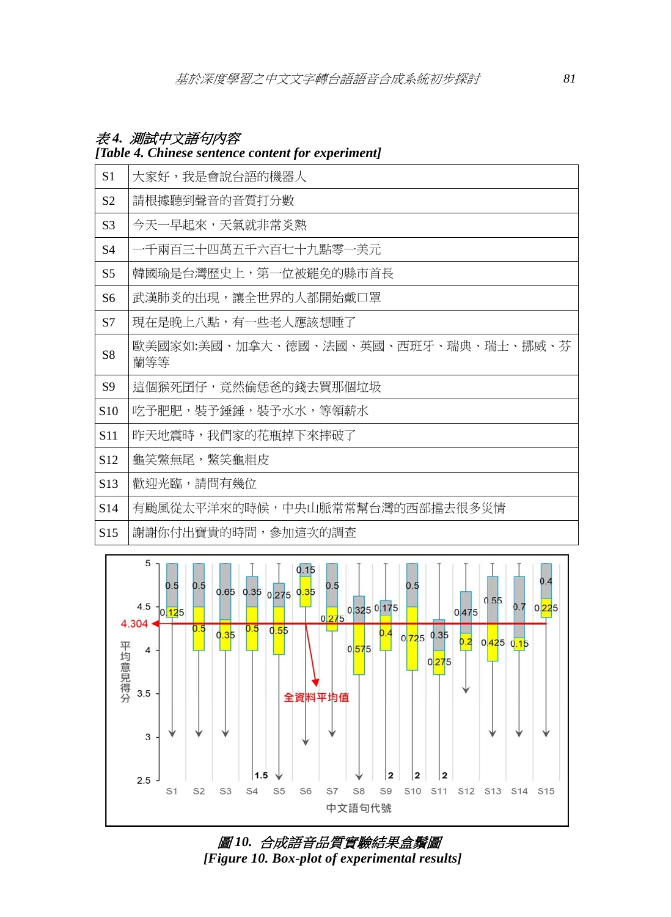*表4. 測試中文語句內容*
***[Table 4. Chinese sentence content for experiment]***

| | |
|---|---|
| S1 | 大家好，我是會說台語的機器人 |
| S2 | 請根據聽到聲音的音質打分數 |
| S3 | 今天一早起來，天氣就非常炎熱 |
| S4 | 一千兩百三十四萬五千六百七十九點零一美元 |
| S5 | 韓國瑜是台灣歷史上，第一位被罷免的縣市首長 |
| S6 | 武漢肺炎的出現，讓全世界的人都開始戴口罩 |
| S7 | 現在是晚上八點，有一些老人應該想睡了 |
| S8 | 歐美國家如:美國、加拿大、德國、法國、英國、西班牙、瑞典、瑞士、挪威、芬蘭等等 |
| S9 | 這個猴死囝仔，竟然偷恁爸的錢去買那個垃圾 |
| S10 | 吃予肥肥，裝予鎚鎚，裝予水水，等領薪水 |
| S11 | 昨天地震時，我們家的花瓶掉下來摔破了 |
| S12 | 龜笑鱉無尾，鱉笑龜粗皮 |
| S13 | 歡迎光臨，請問有幾位 |
| S14 | 有颱風從太平洋來的時候，中央山脈常常幫台灣的西部擋去很多災情 |
| S15 | 謝謝你付出寶貴的時間，參加這次的調查 |

*圖10. 合成語音品質實驗結果盒鬚圖*
***[Figure 10. Box-plot of experimental results]***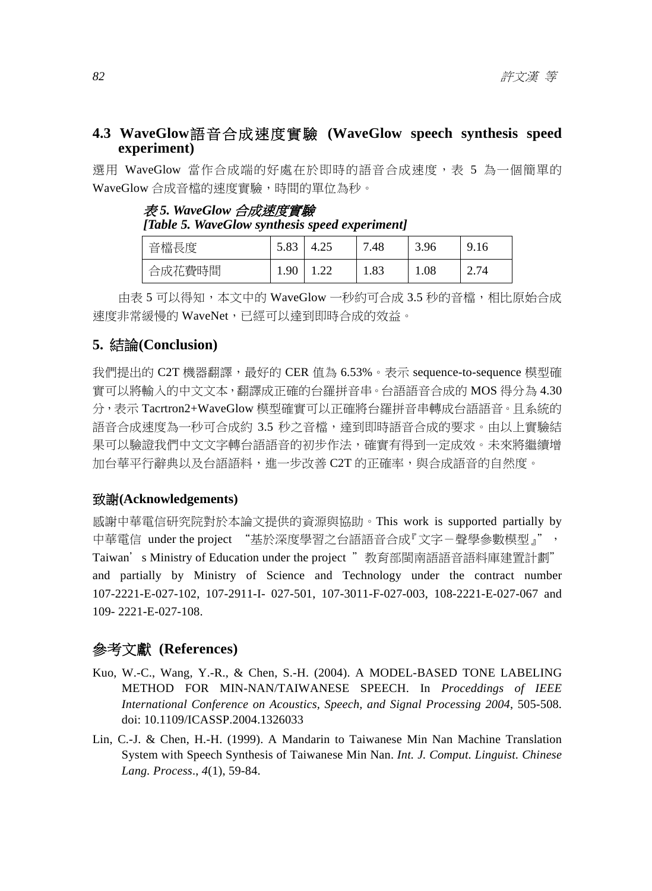### 4.3 WaveGlow語音合成速度實驗 (WaveGlow speech synthesis speed experiment)

選用 WaveGlow 當作合成端的好處在於即時的語音合成速度，表 5 為一個簡單的 WaveGlow 合成音檔的速度實驗，時間的單位為秒。

*表 5. WaveGlow 合成速度實驗*
*[Table 5. WaveGlow synthesis speed experiment]*

| 音檔長度 | 5.83 | 4.25 | 7.48 | 3.96 | 9.16 |
|---|---|---|---|---|---|
| 合成花費時間 | 1.90 | 1.22 | 1.83 | 1.08 | 2.74 |

由表 5 可以得知，本文中的 WaveGlow 一秒約可合成 3.5 秒的音檔，相比原始合成速度非常緩慢的 WaveNet，已經可以達到即時合成的效益。

## 5. 結論(Conclusion)

我們提出的 C2T 機器翻譯，最好的 CER 值為 6.53%。表示 sequence-to-sequence 模型確實可以將輸入的中文文本，翻譯成正確的台羅拼音串。台語語音合成的 MOS 得分為 4.30 分，表示 Tacrtron2+WaveGlow 模型確實可以正確將台羅拼音串轉成台語語音。且系統的語音合成速度為一秒可合成約 3.5 秒之音檔，達到即時語音合成的要求。由以上實驗結果可以驗證我們中文文字轉台語語音的初步作法，確實有得到一定成效。未來將繼續增加台華平行辭典以及台語語料，進一步改善 C2T 的正確率，與合成語音的自然度。

## 致謝(Acknowledgements)

感謝中華電信研究院對於本論文提供的資源與協助。This work is supported partially by 中華電信 under the project “基於深度學習之台語語音合成『文字－聲學參數模型』”，Taiwan’s Ministry of Education under the project ”教育部閩南語語音語料庫建置計劃” and partially by Ministry of Science and Technology under the contract number 107-2221-E-027-102, 107-2911-I- 027-501, 107-3011-F-027-003, 108-2221-E-027-067 and 109- 2221-E-027-108.

## 參考文獻 (References)

Kuo, W.-C., Wang, Y.-R., & Chen, S.-H. (2004). A MODEL-BASED TONE LABELING METHOD FOR MIN-NAN/TAIWANESE SPEECH. In *Proceddings of IEEE International Conference on Acoustics, Speech, and Signal Processing 2004*, 505-508. doi: 10.1109/ICASSP.2004.1326033

Lin, C.-J. & Chen, H.-H. (1999). A Mandarin to Taiwanese Min Nan Machine Translation System with Speech Synthesis of Taiwanese Min Nan. *Int. J. Comput. Linguist. Chinese Lang. Process*., *4*(1), 59-84.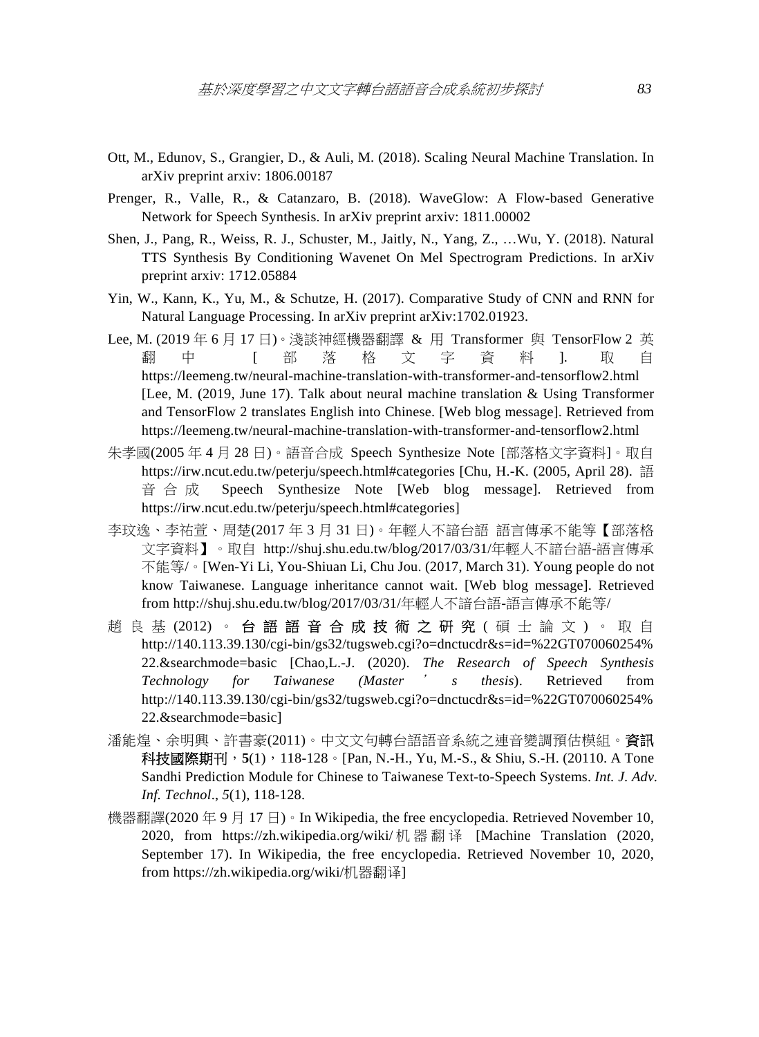Ott, M., Edunov, S., Grangier, D., & Auli, M. (2018). Scaling Neural Machine Translation. In arXiv preprint arxiv: 1806.00187

Prenger, R., Valle, R., & Catanzaro, B. (2018). WaveGlow: A Flow-based Generative Network for Speech Synthesis. In arXiv preprint arxiv: 1811.00002

Shen, J., Pang, R., Weiss, R. J., Schuster, M., Jaitly, N., Yang, Z., …Wu, Y. (2018). Natural TTS Synthesis By Conditioning Wavenet On Mel Spectrogram Predictions. In arXiv preprint arxiv: 1712.05884

Yin, W., Kann, K., Yu, M., & Schutze, H. (2017). Comparative Study of CNN and RNN for Natural Language Processing. In arXiv preprint arXiv:1702.01923.

Lee, M. (2019 年 6 月 17 日)。淺談神經機器翻譯 & 用 Transformer 與 TensorFlow 2 英翻中 [部落格文字資料]. 取自 https://leemeng.tw/neural-machine-translation-with-transformer-and-tensorflow2.html [Lee, M. (2019, June 17). Talk about neural machine translation & Using Transformer and TensorFlow 2 translates English into Chinese. [Web blog message]. Retrieved from https://leemeng.tw/neural-machine-translation-with-transformer-and-tensorflow2.html

朱孝國(2005 年 4 月 28 日)。語音合成 Speech Synthesize Note [部落格文字資料]。取自 https://irw.ncut.edu.tw/peterju/speech.html#categories [Chu, H.-K. (2005, April 28). 語音合成 Speech Synthesize Note [Web blog message]. Retrieved from https://irw.ncut.edu.tw/peterju/speech.html#categories]

李玟逸、李祐萱、周楚(2017 年 3 月 31 日)。年輕人不諳台語 語言傳承不能等【部落格文字資料】。取自 http://shuj.shu.edu.tw/blog/2017/03/31/年輕人不諳台語-語言傳承不能等/。[Wen-Yi Li, You-Shiuan Li, Chu Jou. (2017, March 31). Young people do not know Taiwanese. Language inheritance cannot wait. [Web blog message]. Retrieved from http://shuj.shu.edu.tw/blog/2017/03/31/年輕人不諳台語-語言傳承不能等/

趙良基(2012)。**台語語音合成技術之研究**(碩士論文)。取自 http://140.113.39.130/cgi-bin/gs32/tugsweb.cgi?o=dnctucdr&s=id=%22GT070060254%22.&searchmode=basic [Chao,L.-J. (2020). *The Research of Speech Synthesis Technology for Taiwanese (Master's thesis*). Retrieved from http://140.113.39.130/cgi-bin/gs32/tugsweb.cgi?o=dnctucdr&s=id=%22GT070060254%22.&searchmode=basic]

潘能煌、余明興、許書豪(2011)。中文文句轉台語語音系統之連音變調預估模組。**資訊科技國際期刊**，**5**(1)，118-128。[Pan, N.-H., Yu, M.-S., & Shiu, S.-H. (20110. A Tone Sandhi Prediction Module for Chinese to Taiwanese Text-to-Speech Systems. *Int. J. Adv. Inf. Technol*., *5*(1), 118-128.

機器翻譯(2020 年 9 月 17 日)。In Wikipedia, the free encyclopedia. Retrieved November 10, 2020, from https://zh.wikipedia.org/wiki/机器翻译 [Machine Translation (2020, September 17). In Wikipedia, the free encyclopedia. Retrieved November 10, 2020, from https://zh.wikipedia.org/wiki/机器翻译]